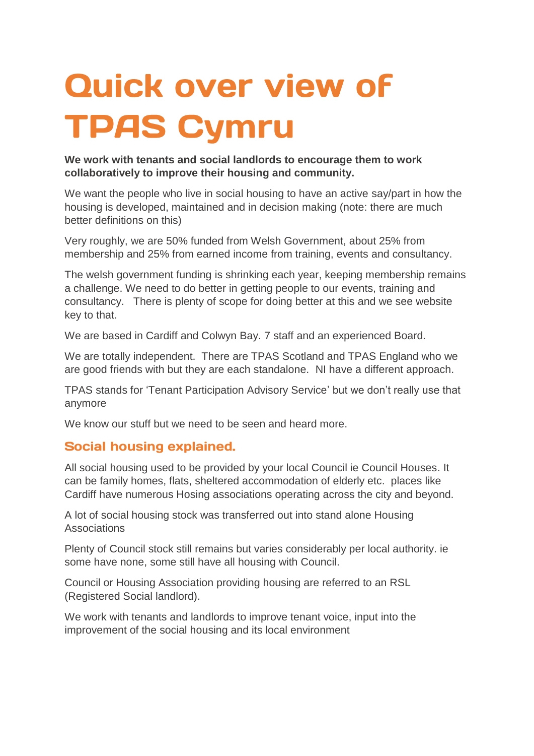# Quick over view of TPAS Cymru

**We work with tenants and social landlords to encourage them to work collaboratively to improve their housing and community.**

We want the people who live in social housing to have an active say/part in how the housing is developed, maintained and in decision making (note: there are much better definitions on this)

Very roughly, we are 50% funded from Welsh Government, about 25% from membership and 25% from earned income from training, events and consultancy.

The welsh government funding is shrinking each year, keeping membership remains a challenge. We need to do better in getting people to our events, training and consultancy. There is plenty of scope for doing better at this and we see website key to that.

We are based in Cardiff and Colwyn Bay. 7 staff and an experienced Board.

We are totally independent. There are TPAS Scotland and TPAS England who we are good friends with but they are each standalone. NI have a different approach.

TPAS stands for 'Tenant Participation Advisory Service' but we don't really use that anymore

We know our stuff but we need to be seen and heard more.

## Social housing explained.

All social housing used to be provided by your local Council ie Council Houses. It can be family homes, flats, sheltered accommodation of elderly etc. places like Cardiff have numerous Hosing associations operating across the city and beyond.

A lot of social housing stock was transferred out into stand alone Housing Associations

Plenty of Council stock still remains but varies considerably per local authority. ie some have none, some still have all housing with Council.

Council or Housing Association providing housing are referred to an RSL (Registered Social landlord).

We work with tenants and landlords to improve tenant voice, input into the improvement of the social housing and its local environment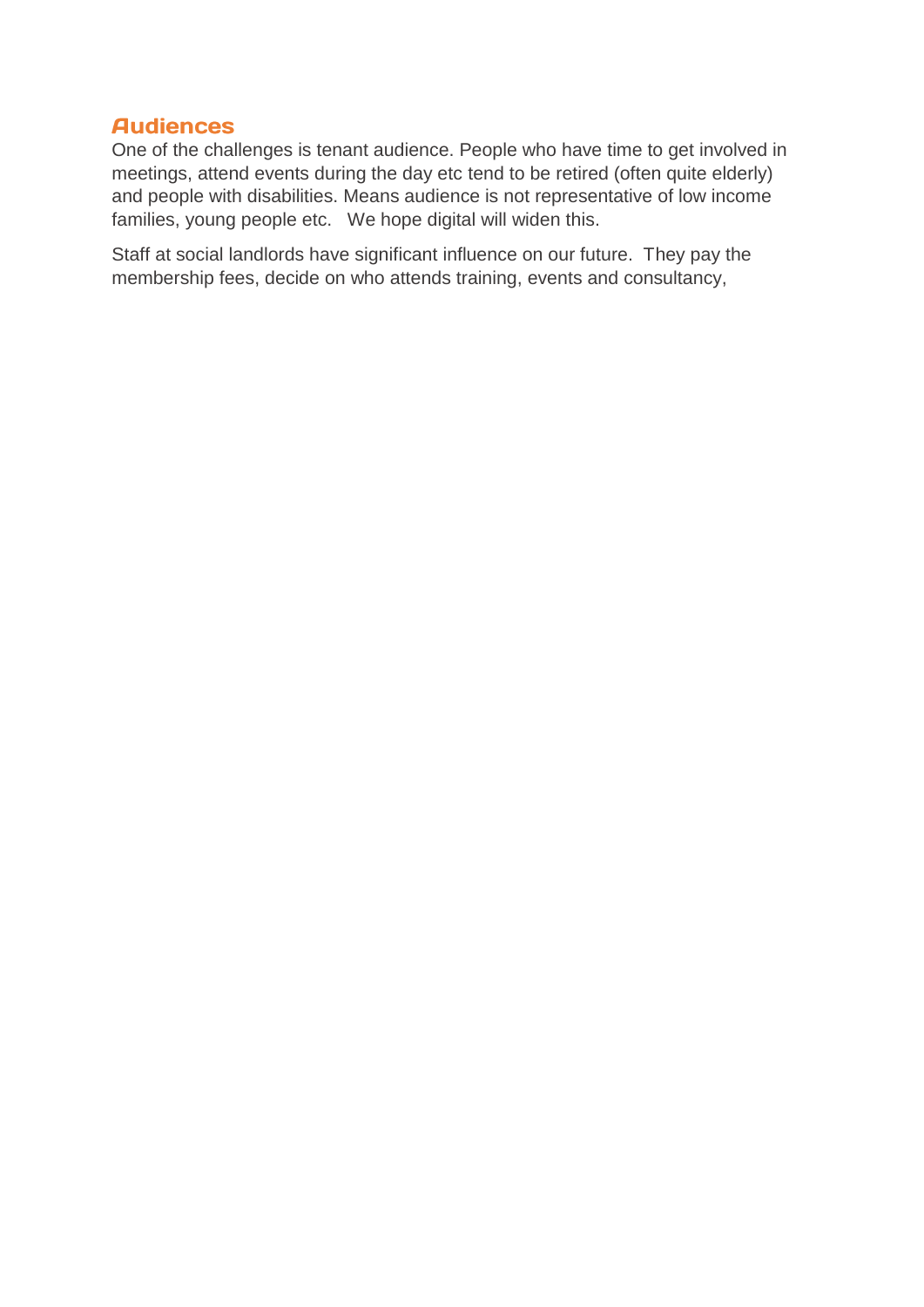## Audiences

One of the challenges is tenant audience. People who have time to get involved in meetings, attend events during the day etc tend to be retired (often quite elderly) and people with disabilities. Means audience is not representative of low income families, young people etc. We hope digital will widen this.

Staff at social landlords have significant influence on our future. They pay the membership fees, decide on who attends training, events and consultancy,